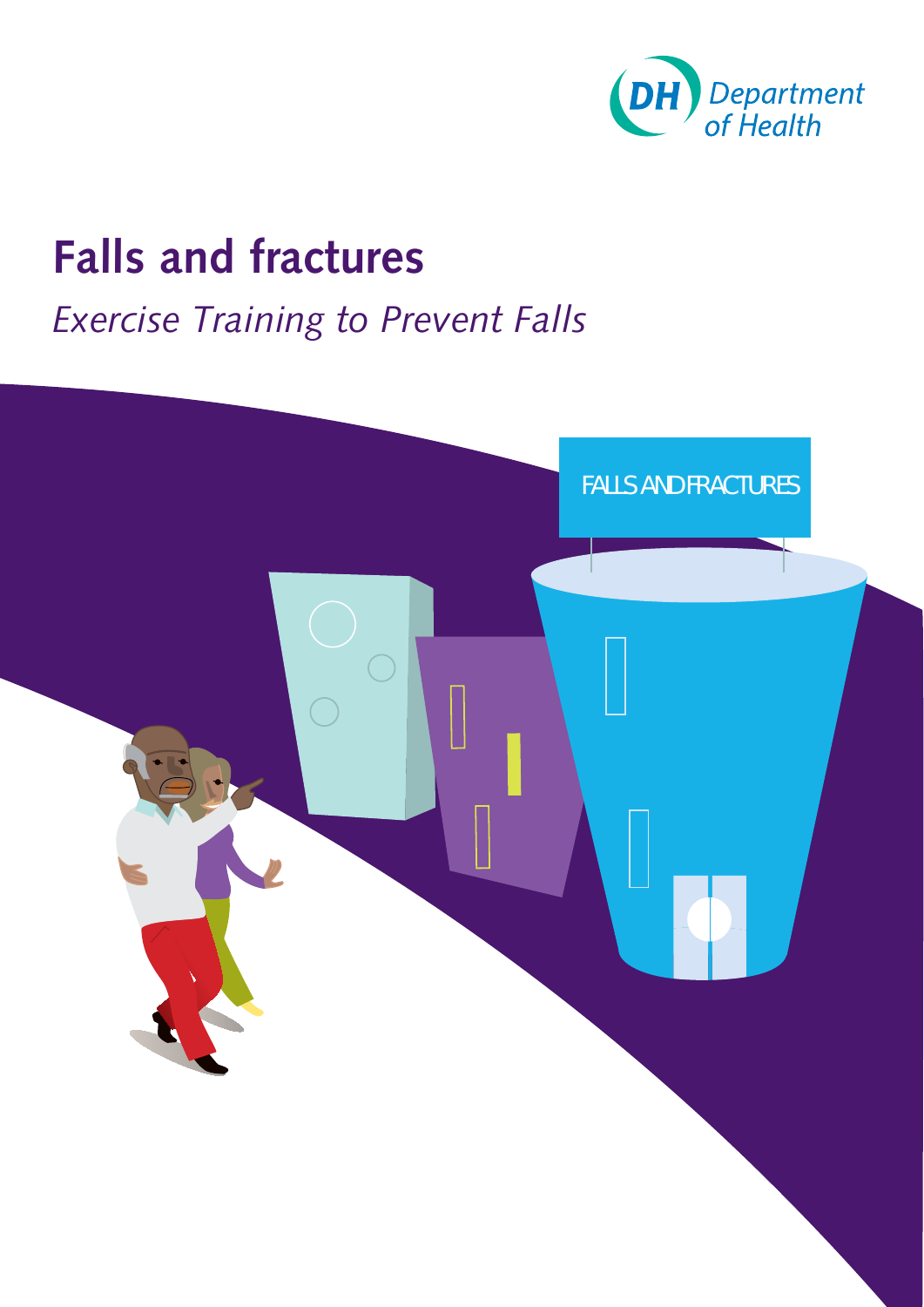Department of Health

# Falls and fractures

*Exercise Training to Prevent Falls*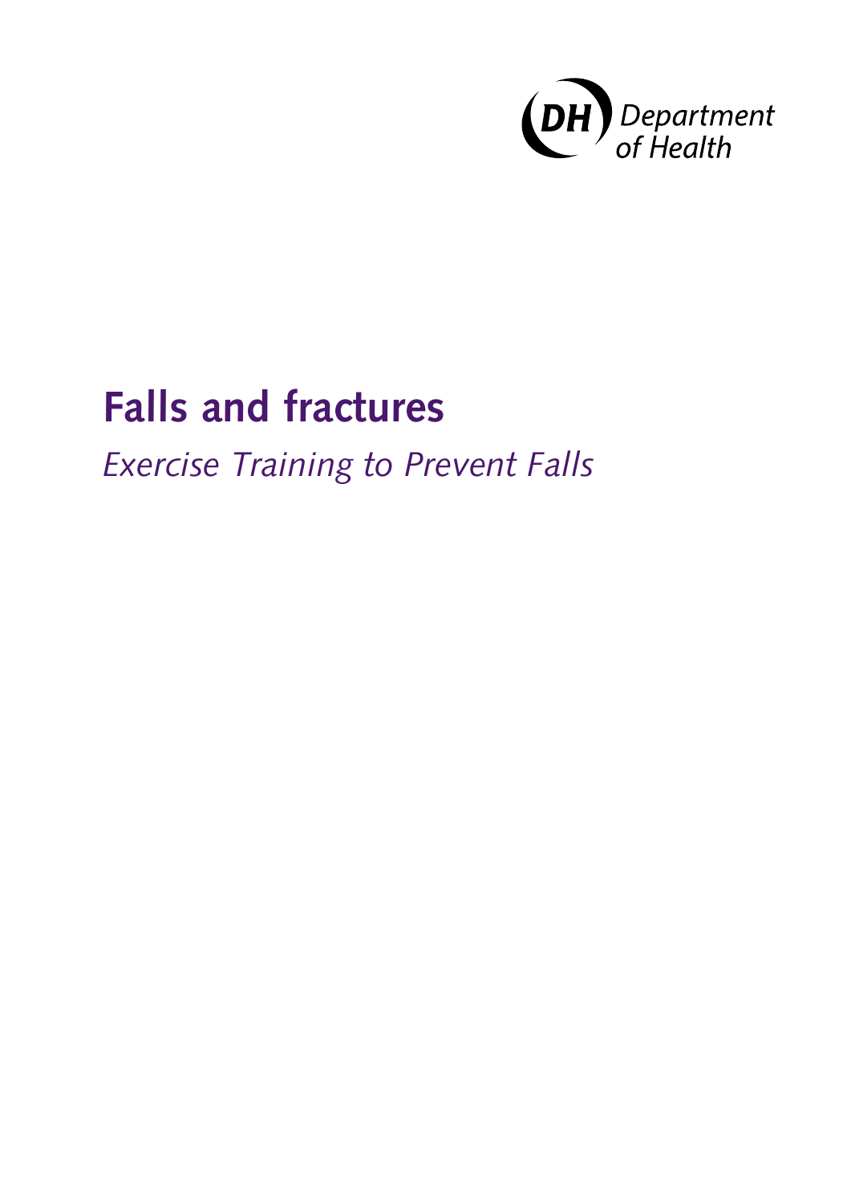Department of Health

# Falls and fractures

*Exercise Training to Prevent Falls*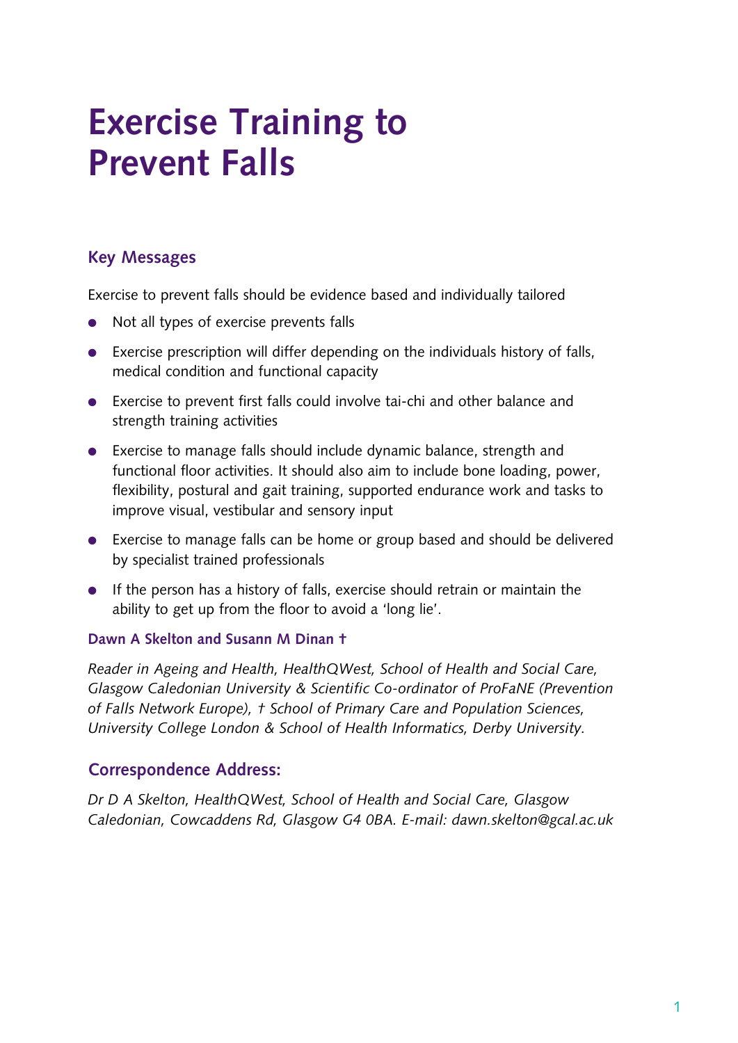# Exercise Training to Prevent Falls

## Key Messages

Exercise to prevent falls should be evidence based and individually tailored

- Not all types of exercise prevents falls
- Exercise prescription will differ depending on the individuals history of falls, medical condition and functional capacity
- Exercise to prevent first falls could involve tai-chi and other balance and strength training activities
- Exercise to manage falls should include dynamic balance, strength and functional floor activities. It should also aim to include bone loading, power, flexibility, postural and gait training, supported endurance work and tasks to improve visual, vestibular and sensory input
- Exercise to manage falls can be home or group based and should be delivered by specialist trained professionals
- If the person has a history of falls, exercise should retrain or maintain the ability to get up from the floor to avoid a 'long lie'.

**Dawn A Skelton and Susann M Dinan †**

*Reader in Ageing and Health, HealthQWest, School of Health and Social Care, Glasgow Caledonian University & Scientific Co-ordinator of ProFaNE (Prevention of Falls Network Europe), † School of Primary Care and Population Sciences, University College London & School of Health Informatics, Derby University.*

## Correspondence Address:

*Dr D A Skelton, HealthQWest, School of Health and Social Care, Glasgow Caledonian, Cowcaddens Rd, Glasgow G4 0BA. E-mail: dawn.skelton@gcal.ac.uk*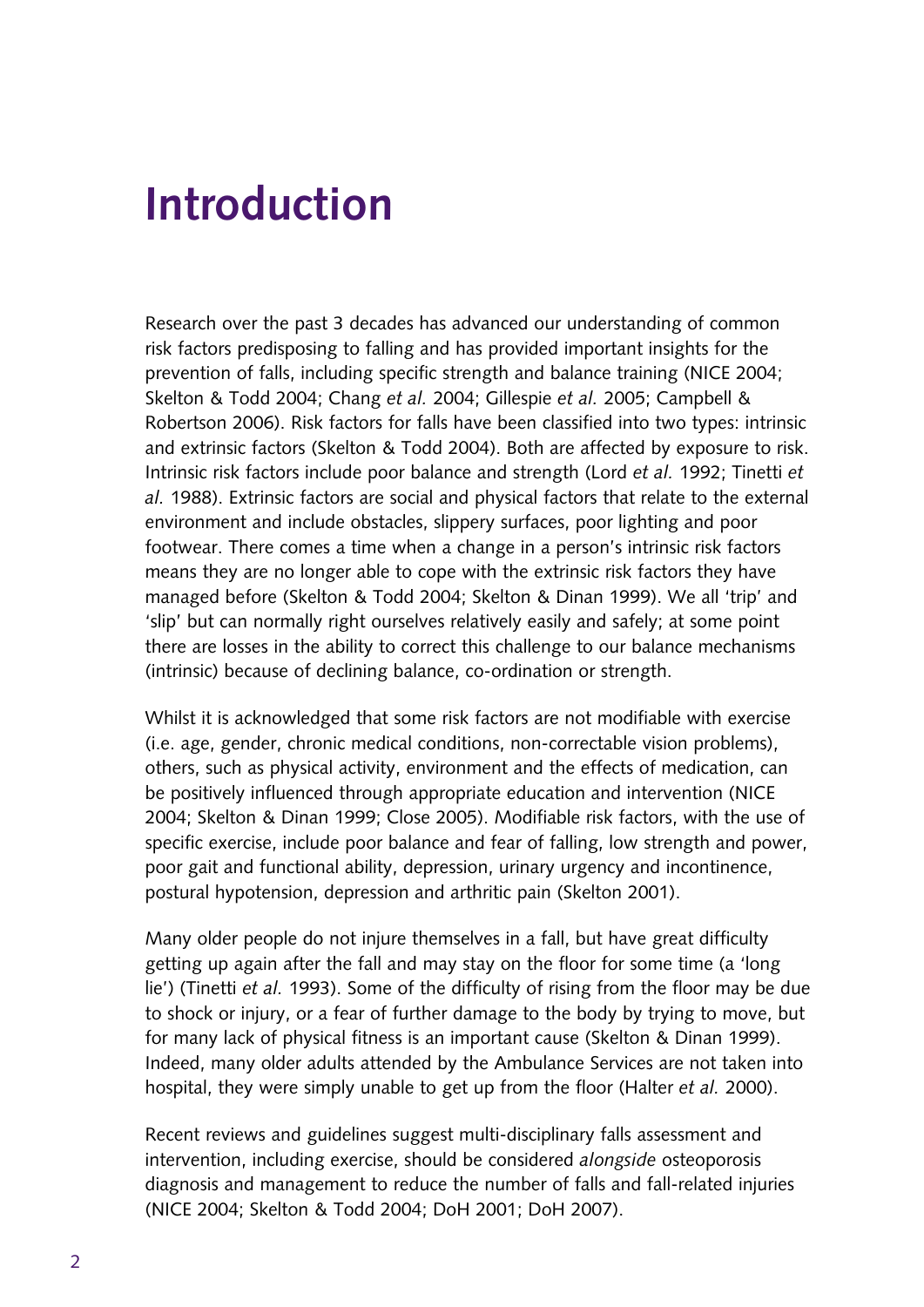# Introduction

Research over the past 3 decades has advanced our understanding of common risk factors predisposing to falling and has provided important insights for the prevention of falls, including specific strength and balance training (NICE 2004; Skelton & Todd 2004; Chang *et al.* 2004; Gillespie *et al.* 2005; Campbell & Robertson 2006). Risk factors for falls have been classified into two types: intrinsic and extrinsic factors (Skelton & Todd 2004). Both are affected by exposure to risk. Intrinsic risk factors include poor balance and strength (Lord *et al.* 1992; Tinetti *et al.* 1988). Extrinsic factors are social and physical factors that relate to the external environment and include obstacles, slippery surfaces, poor lighting and poor footwear. There comes a time when a change in a person's intrinsic risk factors means they are no longer able to cope with the extrinsic risk factors they have managed before (Skelton & Todd 2004; Skelton & Dinan 1999). We all 'trip' and 'slip' but can normally right ourselves relatively easily and safely; at some point there are losses in the ability to correct this challenge to our balance mechanisms (intrinsic) because of declining balance, co-ordination or strength.

Whilst it is acknowledged that some risk factors are not modifiable with exercise (i.e. age, gender, chronic medical conditions, non-correctable vision problems), others, such as physical activity, environment and the effects of medication, can be positively influenced through appropriate education and intervention (NICE 2004; Skelton & Dinan 1999; Close 2005). Modifiable risk factors, with the use of specific exercise, include poor balance and fear of falling, low strength and power, poor gait and functional ability, depression, urinary urgency and incontinence, postural hypotension, depression and arthritic pain (Skelton 2001).

Many older people do not injure themselves in a fall, but have great difficulty getting up again after the fall and may stay on the floor for some time (a 'long lie') (Tinetti *et al.* 1993). Some of the difficulty of rising from the floor may be due to shock or injury, or a fear of further damage to the body by trying to move, but for many lack of physical fitness is an important cause (Skelton & Dinan 1999). Indeed, many older adults attended by the Ambulance Services are not taken into hospital, they were simply unable to get up from the floor (Halter *et al.* 2000).

Recent reviews and guidelines suggest multi-disciplinary falls assessment and intervention, including exercise, should be considered *alongside* osteoporosis diagnosis and management to reduce the number of falls and fall-related injuries (NICE 2004; Skelton & Todd 2004; DoH 2001; DoH 2007).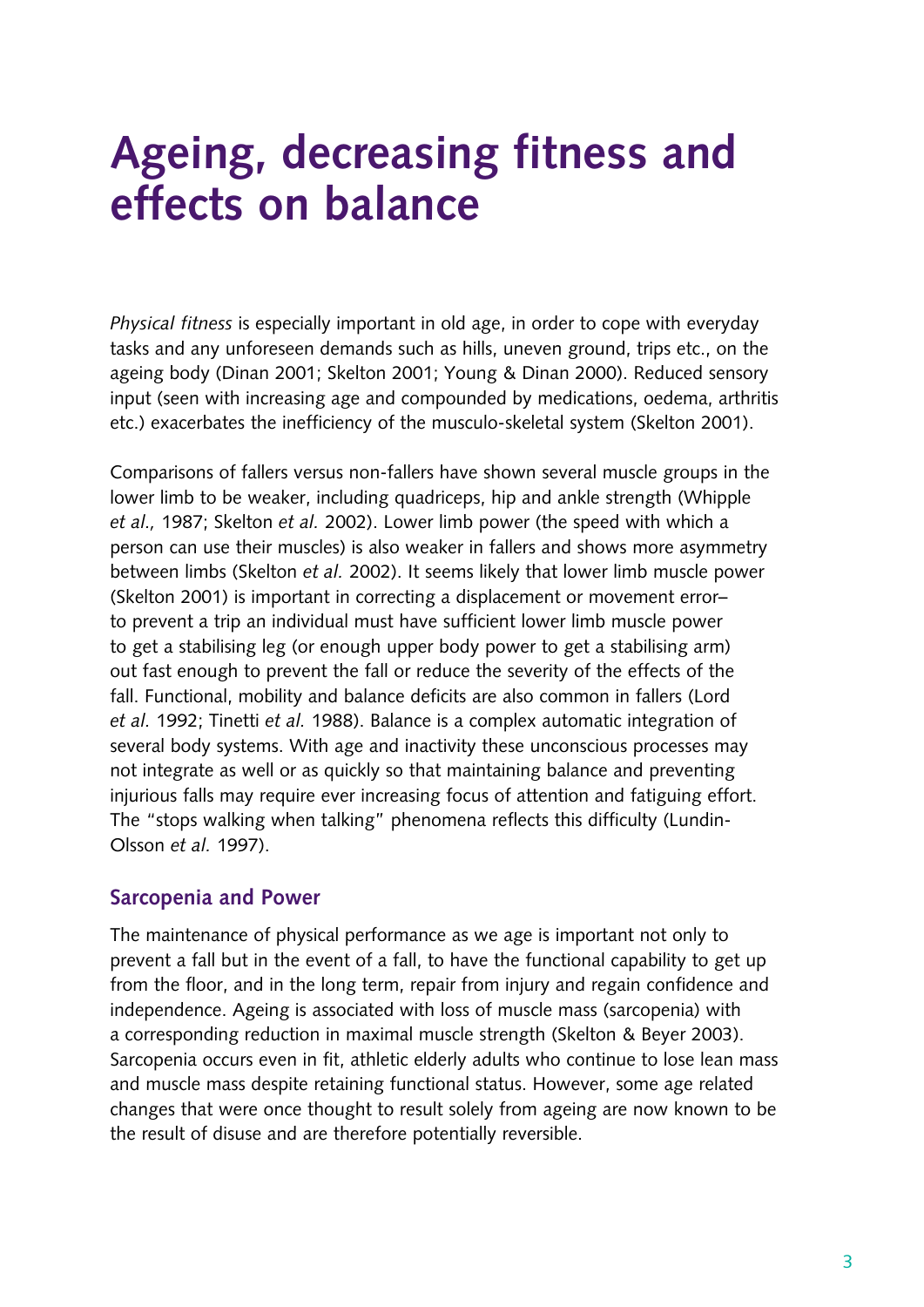# Ageing, decreasing fitness and effects on balance

*Physical fitness* is especially important in old age, in order to cope with everyday tasks and any unforeseen demands such as hills, uneven ground, trips etc., on the ageing body (Dinan 2001; Skelton 2001; Young & Dinan 2000). Reduced sensory input (seen with increasing age and compounded by medications, oedema, arthritis etc.) exacerbates the inefficiency of the musculo-skeletal system (Skelton 2001).

Comparisons of fallers versus non-fallers have shown several muscle groups in the lower limb to be weaker, including quadriceps, hip and ankle strength (Whipple *et al*., 1987; Skelton *et al*. 2002). Lower limb power (the speed with which a person can use their muscles) is also weaker in fallers and shows more asymmetry between limbs (Skelton *et al.* 2002). It seems likely that lower limb muscle power (Skelton 2001) is important in correcting a displacement or movement error– to prevent a trip an individual must have sufficient lower limb muscle power to get a stabilising leg (or enough upper body power to get a stabilising arm) out fast enough to prevent the fall or reduce the severity of the effects of the fall. Functional, mobility and balance deficits are also common in fallers (Lord *et al*. 1992; Tinetti *et al*. 1988). Balance is a complex automatic integration of several body systems. With age and inactivity these unconscious processes may not integrate as well or as quickly so that maintaining balance and preventing injurious falls may require ever increasing focus of attention and fatiguing effort. The "stops walking when talking" phenomena reflects this difficulty (Lundin-Olsson *et al.* 1997).

## Sarcopenia and Power

The maintenance of physical performance as we age is important not only to prevent a fall but in the event of a fall, to have the functional capability to get up from the floor, and in the long term, repair from injury and regain confidence and independence. Ageing is associated with loss of muscle mass (sarcopenia) with a corresponding reduction in maximal muscle strength (Skelton & Beyer 2003). Sarcopenia occurs even in fit, athletic elderly adults who continue to lose lean mass and muscle mass despite retaining functional status. However, some age related changes that were once thought to result solely from ageing are now known to be the result of disuse and are therefore potentially reversible.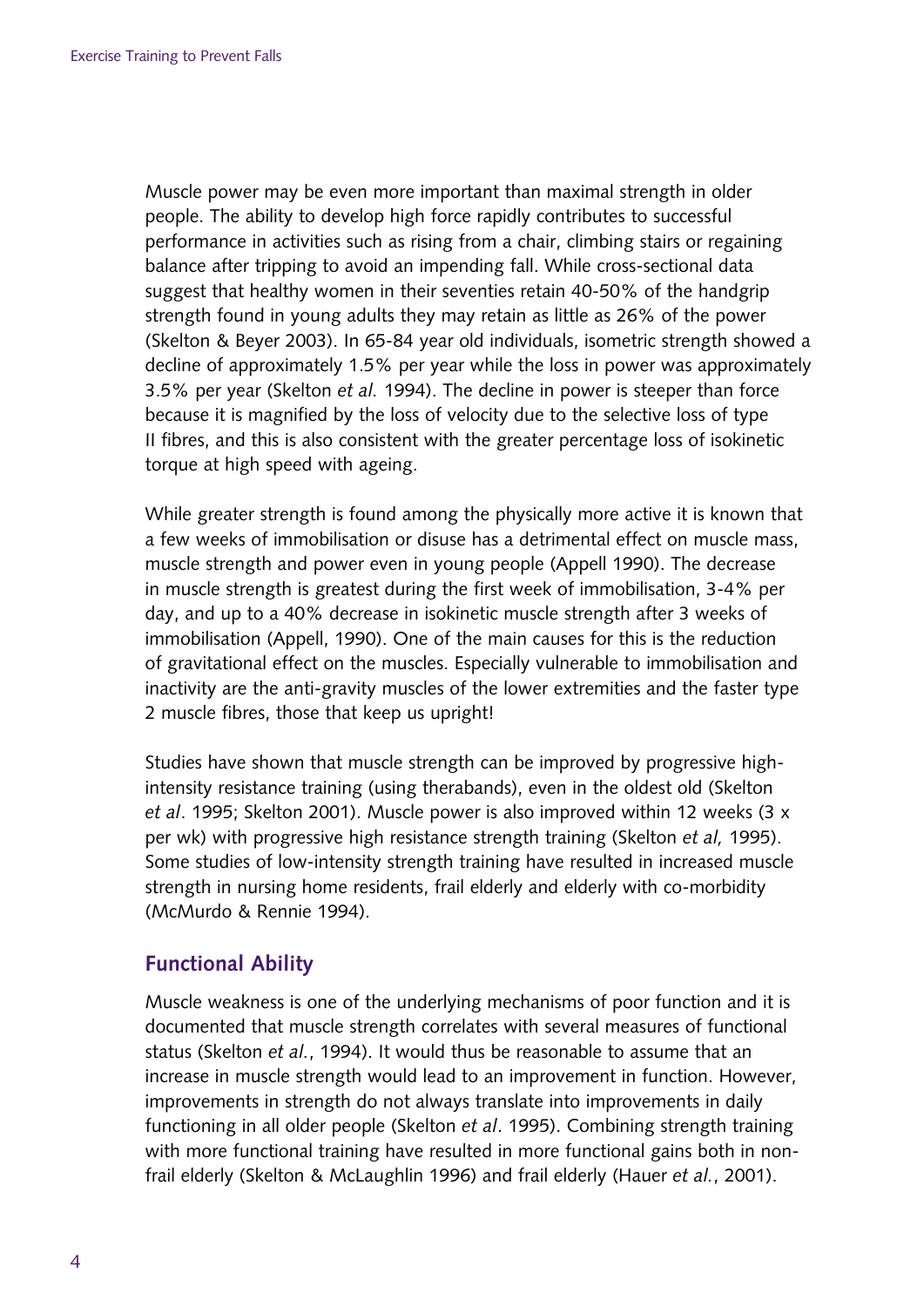Muscle power may be even more important than maximal strength in older people. The ability to develop high force rapidly contributes to successful performance in activities such as rising from a chair, climbing stairs or regaining balance after tripping to avoid an impending fall. While cross-sectional data suggest that healthy women in their seventies retain 40-50% of the handgrip strength found in young adults they may retain as little as 26% of the power (Skelton & Beyer 2003). In 65-84 year old individuals, isometric strength showed a decline of approximately 1.5% per year while the loss in power was approximately 3.5% per year (Skelton *et al.* 1994). The decline in power is steeper than force because it is magnified by the loss of velocity due to the selective loss of type II fibres, and this is also consistent with the greater percentage loss of isokinetic torque at high speed with ageing.

While greater strength is found among the physically more active it is known that a few weeks of immobilisation or disuse has a detrimental effect on muscle mass, muscle strength and power even in young people (Appell 1990). The decrease in muscle strength is greatest during the first week of immobilisation, 3-4% per day, and up to a 40% decrease in isokinetic muscle strength after 3 weeks of immobilisation (Appell, 1990). One of the main causes for this is the reduction of gravitational effect on the muscles. Especially vulnerable to immobilisation and inactivity are the anti-gravity muscles of the lower extremities and the faster type 2 muscle fibres, those that keep us upright!

Studies have shown that muscle strength can be improved by progressive high-intensity resistance training (using therabands), even in the oldest old (Skelton *et al*. 1995; Skelton 2001). Muscle power is also improved within 12 weeks (3 x per wk) with progressive high resistance strength training (Skelton *et al,* 1995). Some studies of low-intensity strength training have resulted in increased muscle strength in nursing home residents, frail elderly and elderly with co-morbidity (McMurdo & Rennie 1994).

## Functional Ability

Muscle weakness is one of the underlying mechanisms of poor function and it is documented that muscle strength correlates with several measures of functional status (Skelton *et al.*, 1994). It would thus be reasonable to assume that an increase in muscle strength would lead to an improvement in function. However, improvements in strength do not always translate into improvements in daily functioning in all older people (Skelton *et al*. 1995). Combining strength training with more functional training have resulted in more functional gains both in non-frail elderly (Skelton & McLaughlin 1996) and frail elderly (Hauer *et al.*, 2001).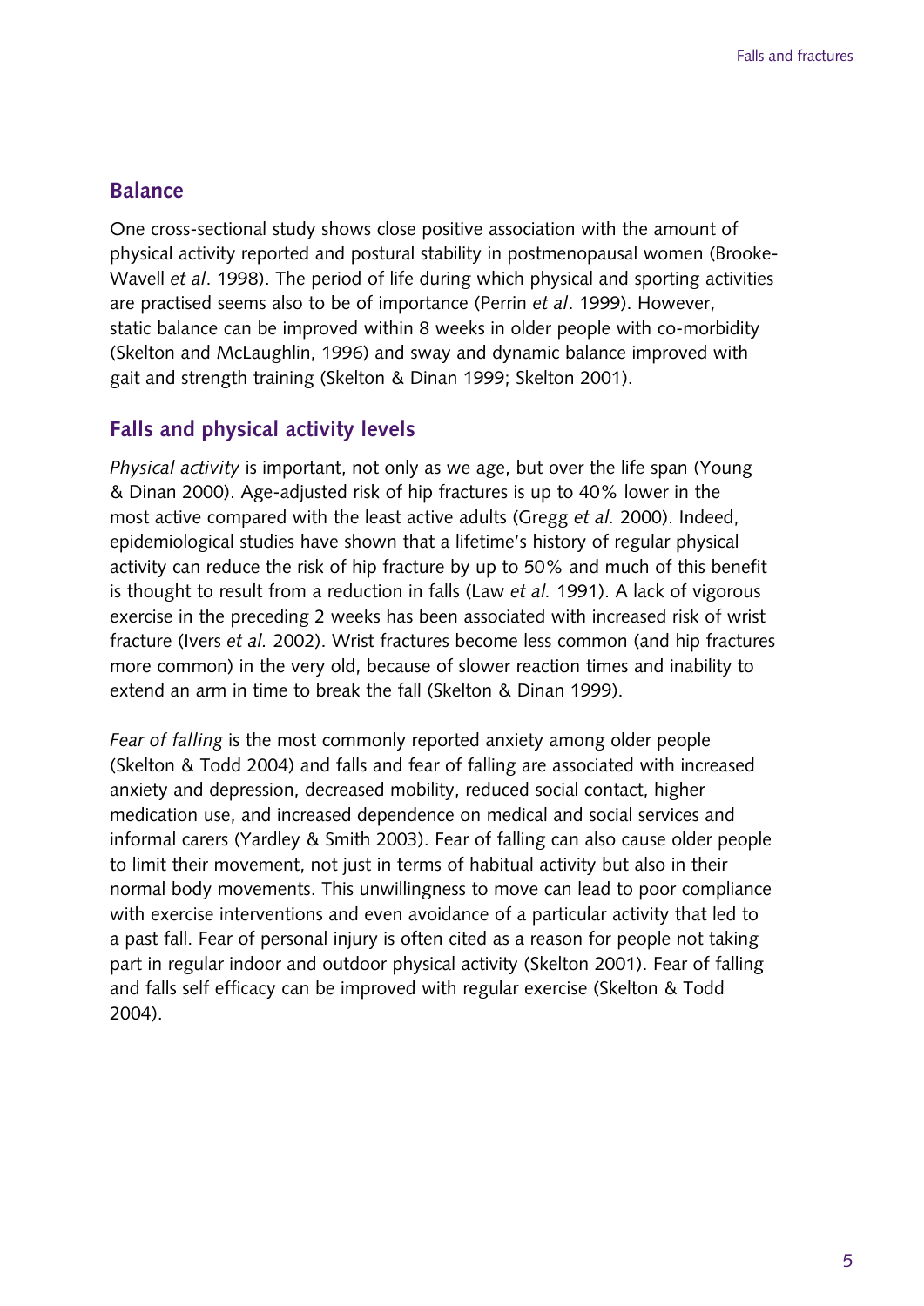## Balance

One cross-sectional study shows close positive association with the amount of physical activity reported and postural stability in postmenopausal women (Brooke-Wavell *et al*. 1998). The period of life during which physical and sporting activities are practised seems also to be of importance (Perrin *et al*. 1999). However, static balance can be improved within 8 weeks in older people with co-morbidity (Skelton and McLaughlin, 1996) and sway and dynamic balance improved with gait and strength training (Skelton & Dinan 1999; Skelton 2001).

## Falls and physical activity levels

*Physical activity* is important, not only as we age, but over the life span (Young & Dinan 2000). Age-adjusted risk of hip fractures is up to 40% lower in the most active compared with the least active adults (Gregg *et al.* 2000). Indeed, epidemiological studies have shown that a lifetime's history of regular physical activity can reduce the risk of hip fracture by up to 50% and much of this benefit is thought to result from a reduction in falls (Law *et al.* 1991). A lack of vigorous exercise in the preceding 2 weeks has been associated with increased risk of wrist fracture (Ivers *et al.* 2002). Wrist fractures become less common (and hip fractures more common) in the very old, because of slower reaction times and inability to extend an arm in time to break the fall (Skelton & Dinan 1999).

*Fear of falling* is the most commonly reported anxiety among older people (Skelton & Todd 2004) and falls and fear of falling are associated with increased anxiety and depression, decreased mobility, reduced social contact, higher medication use, and increased dependence on medical and social services and informal carers (Yardley & Smith 2003). Fear of falling can also cause older people to limit their movement, not just in terms of habitual activity but also in their normal body movements. This unwillingness to move can lead to poor compliance with exercise interventions and even avoidance of a particular activity that led to a past fall. Fear of personal injury is often cited as a reason for people not taking part in regular indoor and outdoor physical activity (Skelton 2001). Fear of falling and falls self efficacy can be improved with regular exercise (Skelton & Todd 2004).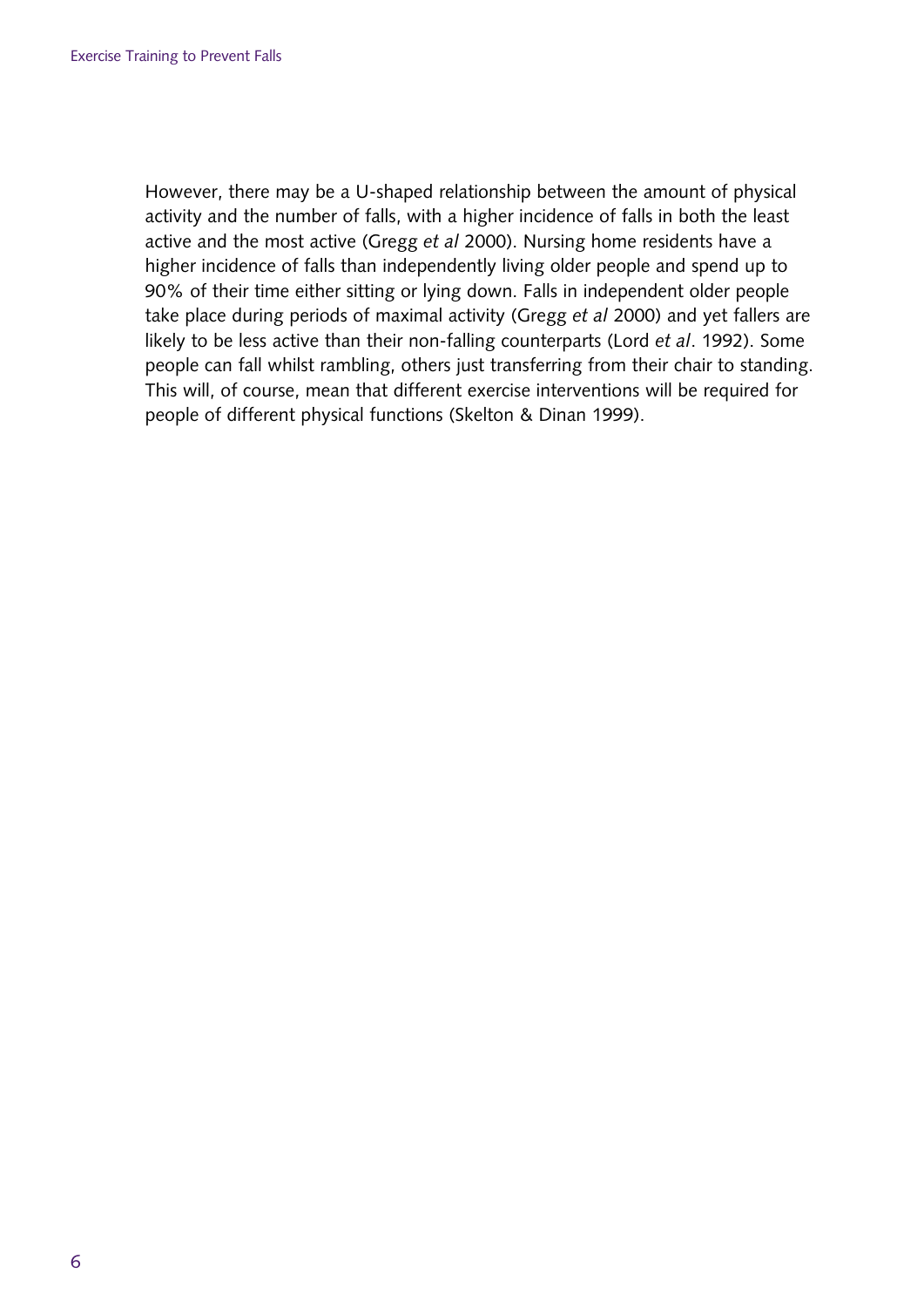However, there may be a U-shaped relationship between the amount of physical activity and the number of falls, with a higher incidence of falls in both the least active and the most active (Gregg *et al* 2000). Nursing home residents have a higher incidence of falls than independently living older people and spend up to 90% of their time either sitting or lying down. Falls in independent older people take place during periods of maximal activity (Gregg *et al* 2000) and yet fallers are likely to be less active than their non-falling counterparts (Lord *et al*. 1992). Some people can fall whilst rambling, others just transferring from their chair to standing. This will, of course, mean that different exercise interventions will be required for people of different physical functions (Skelton & Dinan 1999).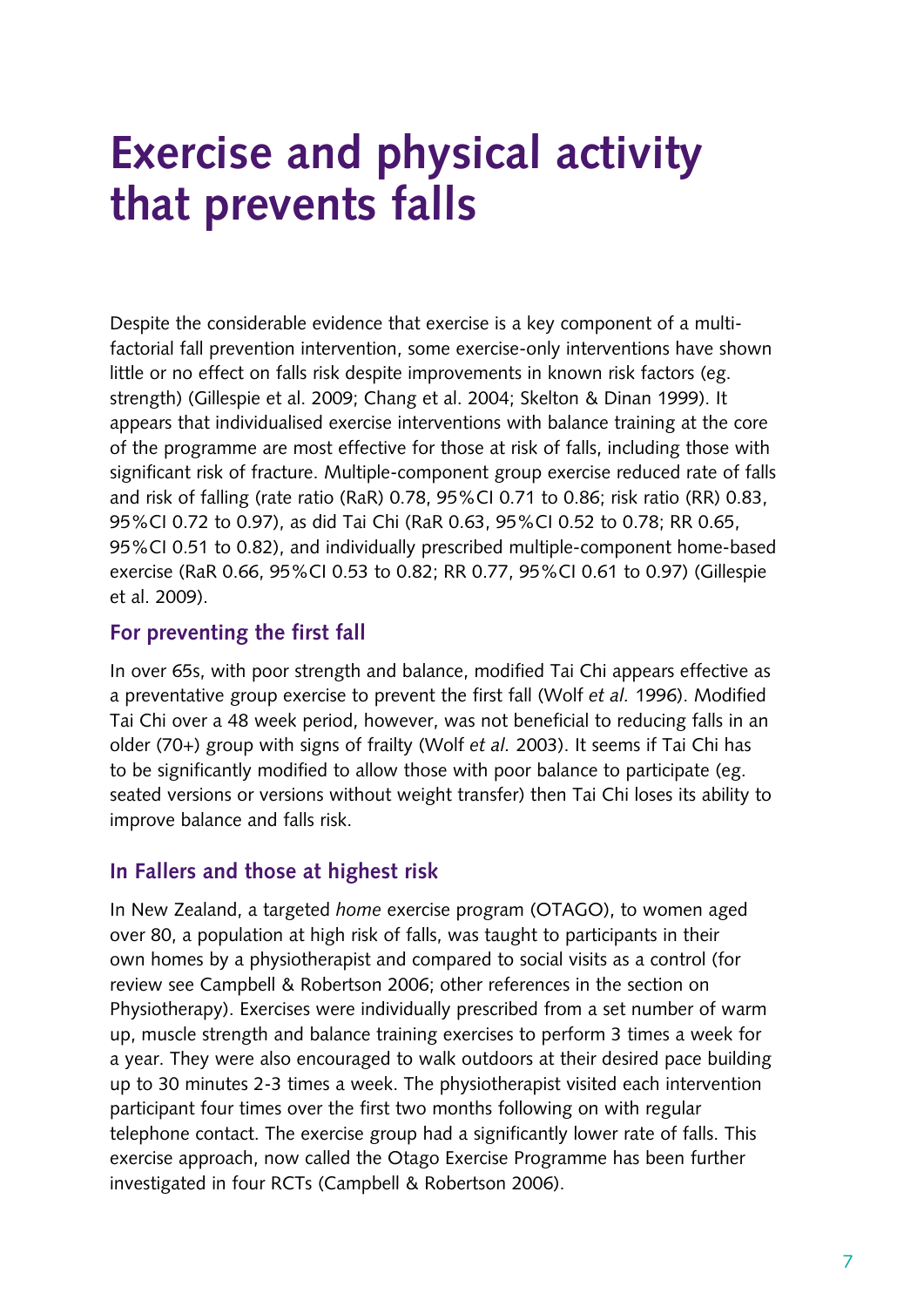# Exercise and physical activity that prevents falls

Despite the considerable evidence that exercise is a key component of a multi-factorial fall prevention intervention, some exercise-only interventions have shown little or no effect on falls risk despite improvements in known risk factors (eg. strength) (Gillespie et al. 2009; Chang et al. 2004; Skelton & Dinan 1999). It appears that individualised exercise interventions with balance training at the core of the programme are most effective for those at risk of falls, including those with significant risk of fracture. Multiple-component group exercise reduced rate of falls and risk of falling (rate ratio (RaR) 0.78, 95%CI 0.71 to 0.86; risk ratio (RR) 0.83, 95%CI 0.72 to 0.97), as did Tai Chi (RaR 0.63, 95%CI 0.52 to 0.78; RR 0.65, 95%CI 0.51 to 0.82), and individually prescribed multiple-component home-based exercise (RaR 0.66, 95%CI 0.53 to 0.82; RR 0.77, 95%CI 0.61 to 0.97) (Gillespie et al. 2009).

## For preventing the first fall

In over 65s, with poor strength and balance, modified Tai Chi appears effective as a preventative group exercise to prevent the first fall (Wolf *et al.* 1996). Modified Tai Chi over a 48 week period, however, was not beneficial to reducing falls in an older (70+) group with signs of frailty (Wolf *et al.* 2003). It seems if Tai Chi has to be significantly modified to allow those with poor balance to participate (eg. seated versions or versions without weight transfer) then Tai Chi loses its ability to improve balance and falls risk.

## In Fallers and those at highest risk

In New Zealand, a targeted *home* exercise program (OTAGO), to women aged over 80, a population at high risk of falls, was taught to participants in their own homes by a physiotherapist and compared to social visits as a control (for review see Campbell & Robertson 2006; other references in the section on Physiotherapy). Exercises were individually prescribed from a set number of warm up, muscle strength and balance training exercises to perform 3 times a week for a year. They were also encouraged to walk outdoors at their desired pace building up to 30 minutes 2-3 times a week. The physiotherapist visited each intervention participant four times over the first two months following on with regular telephone contact. The exercise group had a significantly lower rate of falls. This exercise approach, now called the Otago Exercise Programme has been further investigated in four RCTs (Campbell & Robertson 2006).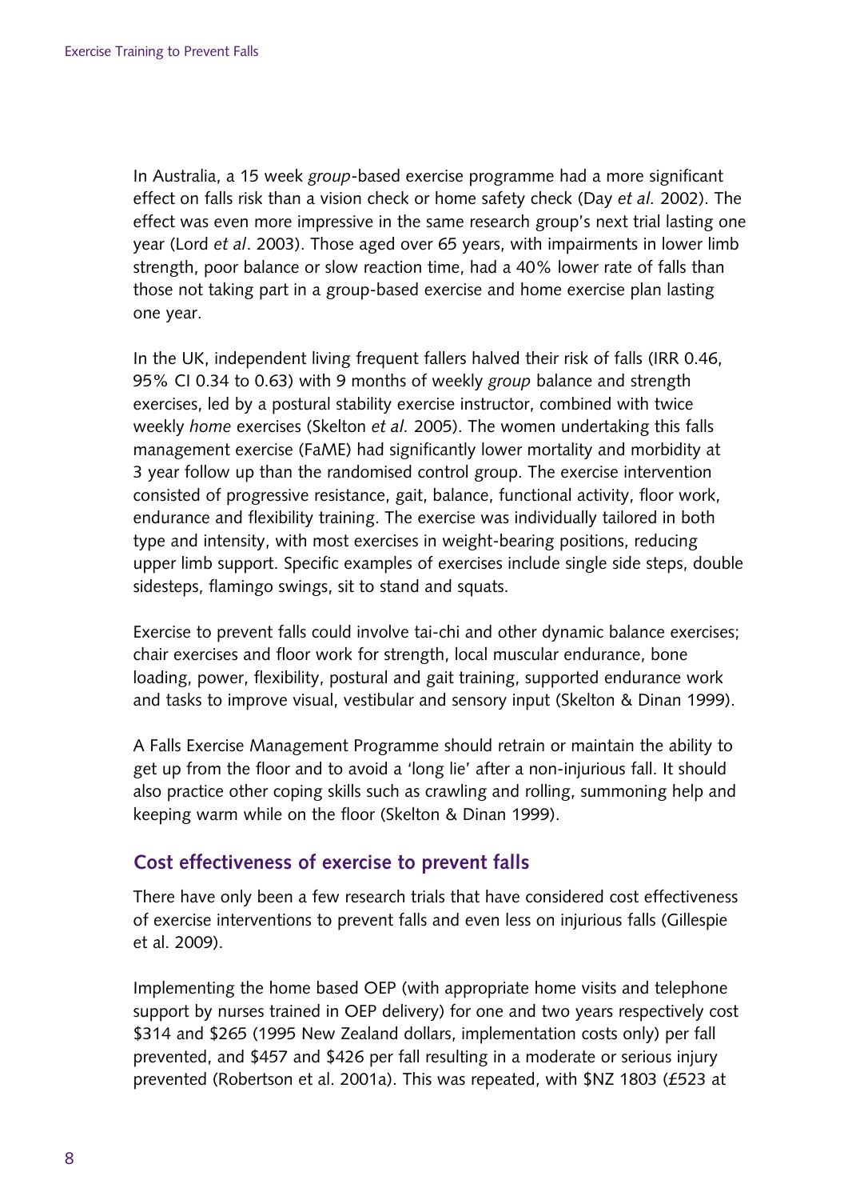In Australia, a 15 week *group*-based exercise programme had a more significant effect on falls risk than a vision check or home safety check (Day *et al.* 2002). The effect was even more impressive in the same research group's next trial lasting one year (Lord *et al*. 2003). Those aged over 65 years, with impairments in lower limb strength, poor balance or slow reaction time, had a 40% lower rate of falls than those not taking part in a group-based exercise and home exercise plan lasting one year.

In the UK, independent living frequent fallers halved their risk of falls (IRR 0.46, 95% CI 0.34 to 0.63) with 9 months of weekly *group* balance and strength exercises, led by a postural stability exercise instructor, combined with twice weekly *home* exercises (Skelton *et al.* 2005). The women undertaking this falls management exercise (FaME) had significantly lower mortality and morbidity at 3 year follow up than the randomised control group. The exercise intervention consisted of progressive resistance, gait, balance, functional activity, floor work, endurance and flexibility training. The exercise was individually tailored in both type and intensity, with most exercises in weight-bearing positions, reducing upper limb support. Specific examples of exercises include single side steps, double sidesteps, flamingo swings, sit to stand and squats.

Exercise to prevent falls could involve tai-chi and other dynamic balance exercises; chair exercises and floor work for strength, local muscular endurance, bone loading, power, flexibility, postural and gait training, supported endurance work and tasks to improve visual, vestibular and sensory input (Skelton & Dinan 1999).

A Falls Exercise Management Programme should retrain or maintain the ability to get up from the floor and to avoid a 'long lie' after a non-injurious fall. It should also practice other coping skills such as crawling and rolling, summoning help and keeping warm while on the floor (Skelton & Dinan 1999).

## Cost effectiveness of exercise to prevent falls

There have only been a few research trials that have considered cost effectiveness of exercise interventions to prevent falls and even less on injurious falls (Gillespie et al. 2009).

Implementing the home based OEP (with appropriate home visits and telephone support by nurses trained in OEP delivery) for one and two years respectively cost $314 and $265 (1995 New Zealand dollars, implementation costs only) per fall prevented, and $457 and $426 per fall resulting in a moderate or serious injury prevented (Robertson et al. 2001a). This was repeated, with $NZ 1803 (£523 at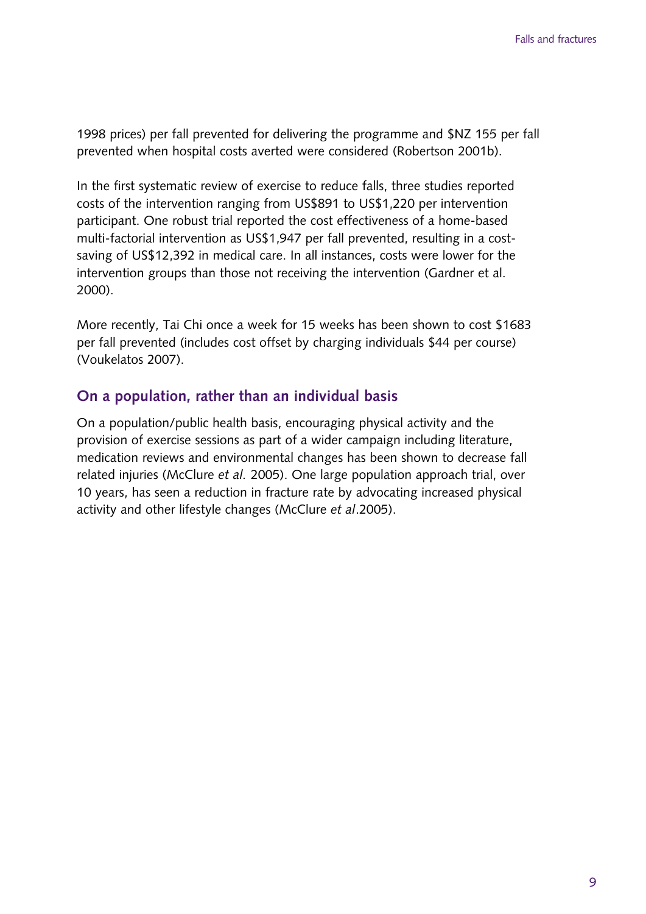1998 prices) per fall prevented for delivering the programme and $NZ 155 per fall prevented when hospital costs averted were considered (Robertson 2001b).

In the first systematic review of exercise to reduce falls, three studies reported costs of the intervention ranging from US$891 to US$1,220 per intervention participant. One robust trial reported the cost effectiveness of a home-based multi-factorial intervention as US$1,947 per fall prevented, resulting in a cost-saving of US$12,392 in medical care. In all instances, costs were lower for the intervention groups than those not receiving the intervention (Gardner et al. 2000).

More recently, Tai Chi once a week for 15 weeks has been shown to cost $1683 per fall prevented (includes cost offset by charging individuals $44 per course) (Voukelatos 2007).

## On a population, rather than an individual basis

On a population/public health basis, encouraging physical activity and the provision of exercise sessions as part of a wider campaign including literature, medication reviews and environmental changes has been shown to decrease fall related injuries (McClure *et al.* 2005). One large population approach trial, over 10 years, has seen a reduction in fracture rate by advocating increased physical activity and other lifestyle changes (McClure *et al*.2005).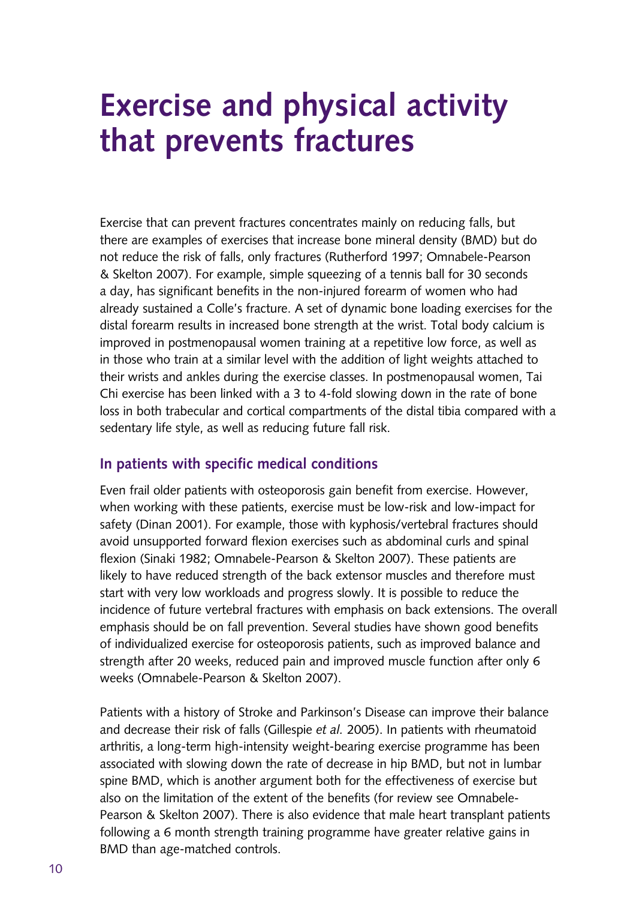# Exercise and physical activity that prevents fractures

Exercise that can prevent fractures concentrates mainly on reducing falls, but there are examples of exercises that increase bone mineral density (BMD) but do not reduce the risk of falls, only fractures (Rutherford 1997; Omnabele-Pearson & Skelton 2007). For example, simple squeezing of a tennis ball for 30 seconds a day, has significant benefits in the non-injured forearm of women who had already sustained a Colle's fracture. A set of dynamic bone loading exercises for the distal forearm results in increased bone strength at the wrist. Total body calcium is improved in postmenopausal women training at a repetitive low force, as well as in those who train at a similar level with the addition of light weights attached to their wrists and ankles during the exercise classes. In postmenopausal women, Tai Chi exercise has been linked with a 3 to 4-fold slowing down in the rate of bone loss in both trabecular and cortical compartments of the distal tibia compared with a sedentary life style, as well as reducing future fall risk.

## In patients with specific medical conditions

Even frail older patients with osteoporosis gain benefit from exercise. However, when working with these patients, exercise must be low-risk and low-impact for safety (Dinan 2001). For example, those with kyphosis/vertebral fractures should avoid unsupported forward flexion exercises such as abdominal curls and spinal flexion (Sinaki 1982; Omnabele-Pearson & Skelton 2007). These patients are likely to have reduced strength of the back extensor muscles and therefore must start with very low workloads and progress slowly. It is possible to reduce the incidence of future vertebral fractures with emphasis on back extensions. The overall emphasis should be on fall prevention. Several studies have shown good benefits of individualized exercise for osteoporosis patients, such as improved balance and strength after 20 weeks, reduced pain and improved muscle function after only 6 weeks (Omnabele-Pearson & Skelton 2007).

Patients with a history of Stroke and Parkinson's Disease can improve their balance and decrease their risk of falls (Gillespie *et al.* 2005). In patients with rheumatoid arthritis, a long-term high-intensity weight-bearing exercise programme has been associated with slowing down the rate of decrease in hip BMD, but not in lumbar spine BMD, which is another argument both for the effectiveness of exercise but also on the limitation of the extent of the benefits (for review see Omnabele-Pearson & Skelton 2007). There is also evidence that male heart transplant patients following a 6 month strength training programme have greater relative gains in BMD than age-matched controls.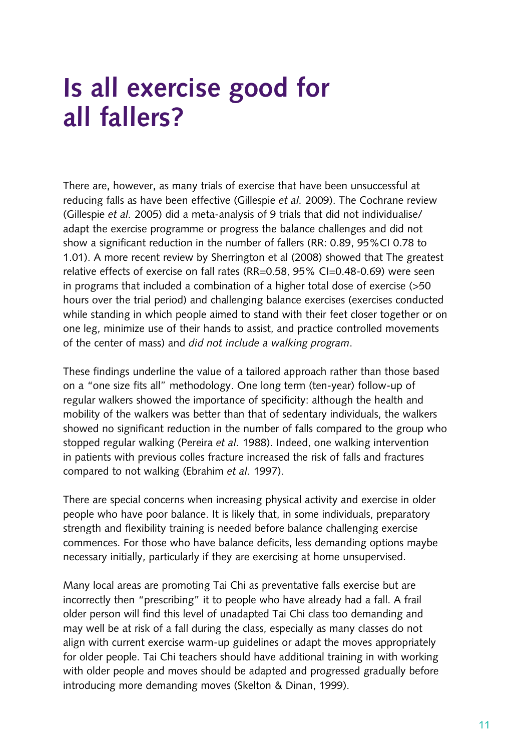# Is all exercise good for all fallers?

There are, however, as many trials of exercise that have been unsuccessful at reducing falls as have been effective (Gillespie *et al*. 2009). The Cochrane review (Gillespie *et al*. 2005) did a meta-analysis of 9 trials that did not individualise/adapt the exercise programme or progress the balance challenges and did not show a significant reduction in the number of fallers (RR: 0.89, 95%CI 0.78 to 1.01). A more recent review by Sherrington et al (2008) showed that The greatest relative effects of exercise on fall rates (RR=0.58, 95% CI=0.48-0.69) were seen in programs that included a combination of a higher total dose of exercise (>50 hours over the trial period) and challenging balance exercises (exercises conducted while standing in which people aimed to stand with their feet closer together or on one leg, minimize use of their hands to assist, and practice controlled movements of the center of mass) and *did not include a walking program*.

These findings underline the value of a tailored approach rather than those based on a "one size fits all" methodology. One long term (ten-year) follow-up of regular walkers showed the importance of specificity: although the health and mobility of the walkers was better than that of sedentary individuals, the walkers showed no significant reduction in the number of falls compared to the group who stopped regular walking (Pereira *et al*. 1988). Indeed, one walking intervention in patients with previous colles fracture increased the risk of falls and fractures compared to not walking (Ebrahim *et al*. 1997).

There are special concerns when increasing physical activity and exercise in older people who have poor balance. It is likely that, in some individuals, preparatory strength and flexibility training is needed before balance challenging exercise commences. For those who have balance deficits, less demanding options maybe necessary initially, particularly if they are exercising at home unsupervised.

Many local areas are promoting Tai Chi as preventative falls exercise but are incorrectly then "prescribing" it to people who have already had a fall. A frail older person will find this level of unadapted Tai Chi class too demanding and may well be at risk of a fall during the class, especially as many classes do not align with current exercise warm-up guidelines or adapt the moves appropriately for older people. Tai Chi teachers should have additional training in with working with older people and moves should be adapted and progressed gradually before introducing more demanding moves (Skelton & Dinan, 1999).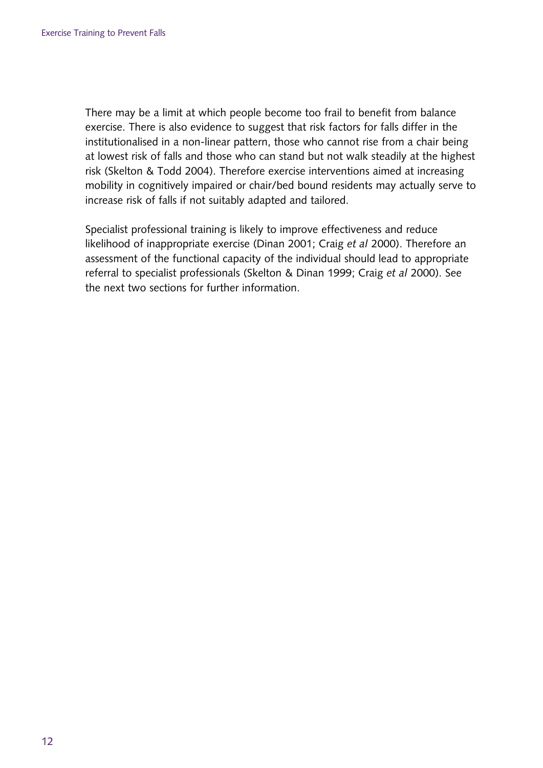There may be a limit at which people become too frail to benefit from balance exercise. There is also evidence to suggest that risk factors for falls differ in the institutionalised in a non-linear pattern, those who cannot rise from a chair being at lowest risk of falls and those who can stand but not walk steadily at the highest risk (Skelton & Todd 2004). Therefore exercise interventions aimed at increasing mobility in cognitively impaired or chair/bed bound residents may actually serve to increase risk of falls if not suitably adapted and tailored.

Specialist professional training is likely to improve effectiveness and reduce likelihood of inappropriate exercise (Dinan 2001; Craig *et al* 2000). Therefore an assessment of the functional capacity of the individual should lead to appropriate referral to specialist professionals (Skelton & Dinan 1999; Craig *et al* 2000). See the next two sections for further information.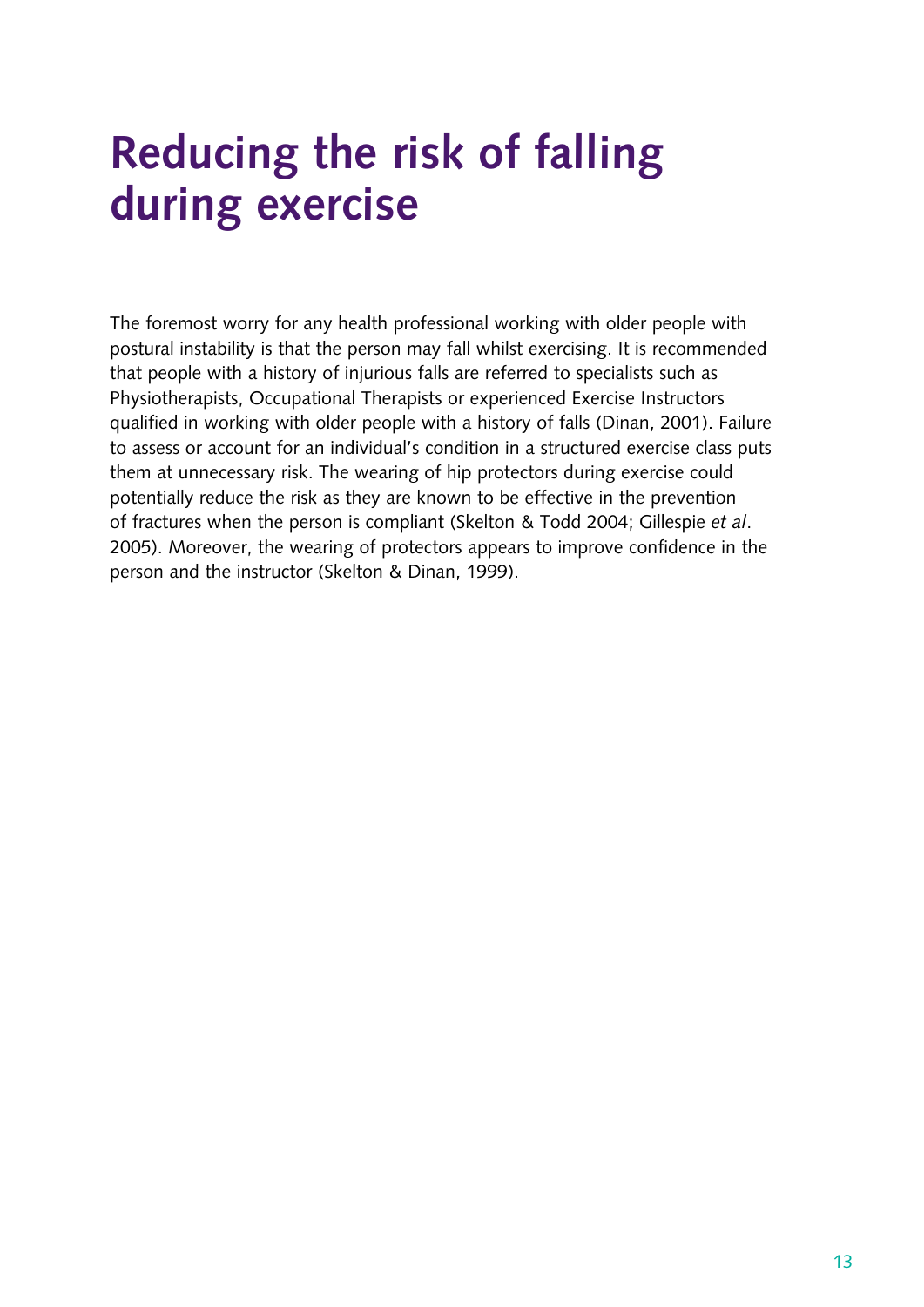# Reducing the risk of falling during exercise

The foremost worry for any health professional working with older people with postural instability is that the person may fall whilst exercising. It is recommended that people with a history of injurious falls are referred to specialists such as Physiotherapists, Occupational Therapists or experienced Exercise Instructors qualified in working with older people with a history of falls (Dinan, 2001). Failure to assess or account for an individual's condition in a structured exercise class puts them at unnecessary risk. The wearing of hip protectors during exercise could potentially reduce the risk as they are known to be effective in the prevention of fractures when the person is compliant (Skelton & Todd 2004; Gillespie *et al*. 2005). Moreover, the wearing of protectors appears to improve confidence in the person and the instructor (Skelton & Dinan, 1999).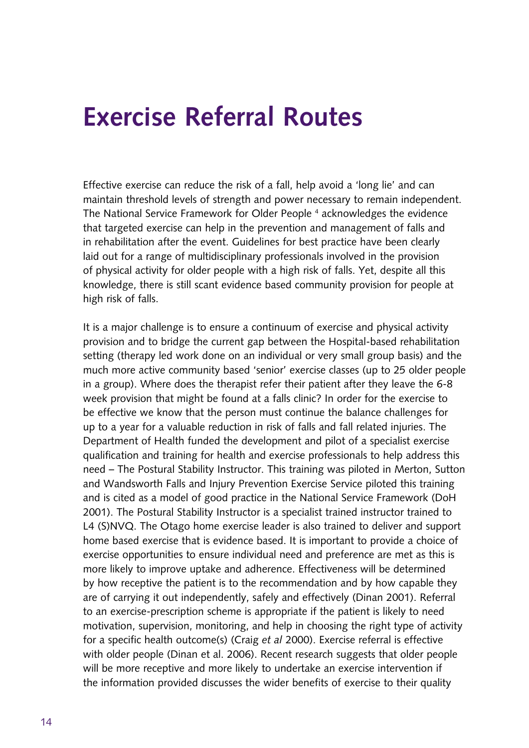# Exercise Referral Routes

Effective exercise can reduce the risk of a fall, help avoid a 'long lie' and can maintain threshold levels of strength and power necessary to remain independent. The National Service Framework for Older People [4] acknowledges the evidence that targeted exercise can help in the prevention and management of falls and in rehabilitation after the event. Guidelines for best practice have been clearly laid out for a range of multidisciplinary professionals involved in the provision of physical activity for older people with a high risk of falls. Yet, despite all this knowledge, there is still scant evidence based community provision for people at high risk of falls.

It is a major challenge is to ensure a continuum of exercise and physical activity provision and to bridge the current gap between the Hospital-based rehabilitation setting (therapy led work done on an individual or very small group basis) and the much more active community based 'senior' exercise classes (up to 25 older people in a group). Where does the therapist refer their patient after they leave the 6-8 week provision that might be found at a falls clinic? In order for the exercise to be effective we know that the person must continue the balance challenges for up to a year for a valuable reduction in risk of falls and fall related injuries. The Department of Health funded the development and pilot of a specialist exercise qualification and training for health and exercise professionals to help address this need – The Postural Stability Instructor. This training was piloted in Merton, Sutton and Wandsworth Falls and Injury Prevention Exercise Service piloted this training and is cited as a model of good practice in the National Service Framework (DoH 2001). The Postural Stability Instructor is a specialist trained instructor trained to L4 (S)NVQ. The Otago home exercise leader is also trained to deliver and support home based exercise that is evidence based. It is important to provide a choice of exercise opportunities to ensure individual need and preference are met as this is more likely to improve uptake and adherence. Effectiveness will be determined by how receptive the patient is to the recommendation and by how capable they are of carrying it out independently, safely and effectively (Dinan 2001). Referral to an exercise-prescription scheme is appropriate if the patient is likely to need motivation, supervision, monitoring, and help in choosing the right type of activity for a specific health outcome(s) (Craig *et al* 2000). Exercise referral is effective with older people (Dinan et al. 2006). Recent research suggests that older people will be more receptive and more likely to undertake an exercise intervention if the information provided discusses the wider benefits of exercise to their quality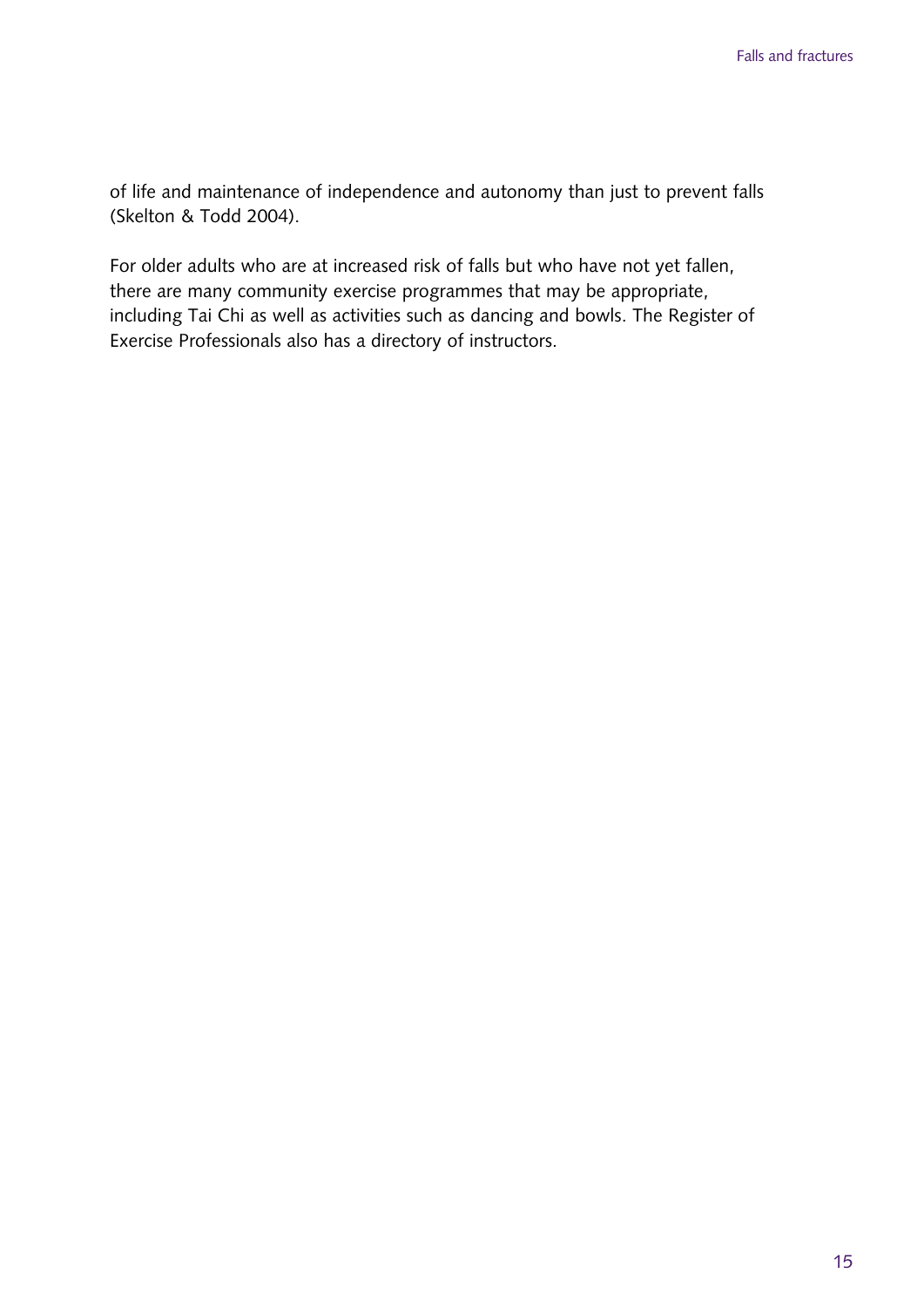of life and maintenance of independence and autonomy than just to prevent falls (Skelton & Todd 2004).

For older adults who are at increased risk of falls but who have not yet fallen, there are many community exercise programmes that may be appropriate, including Tai Chi as well as activities such as dancing and bowls. The Register of Exercise Professionals also has a directory of instructors.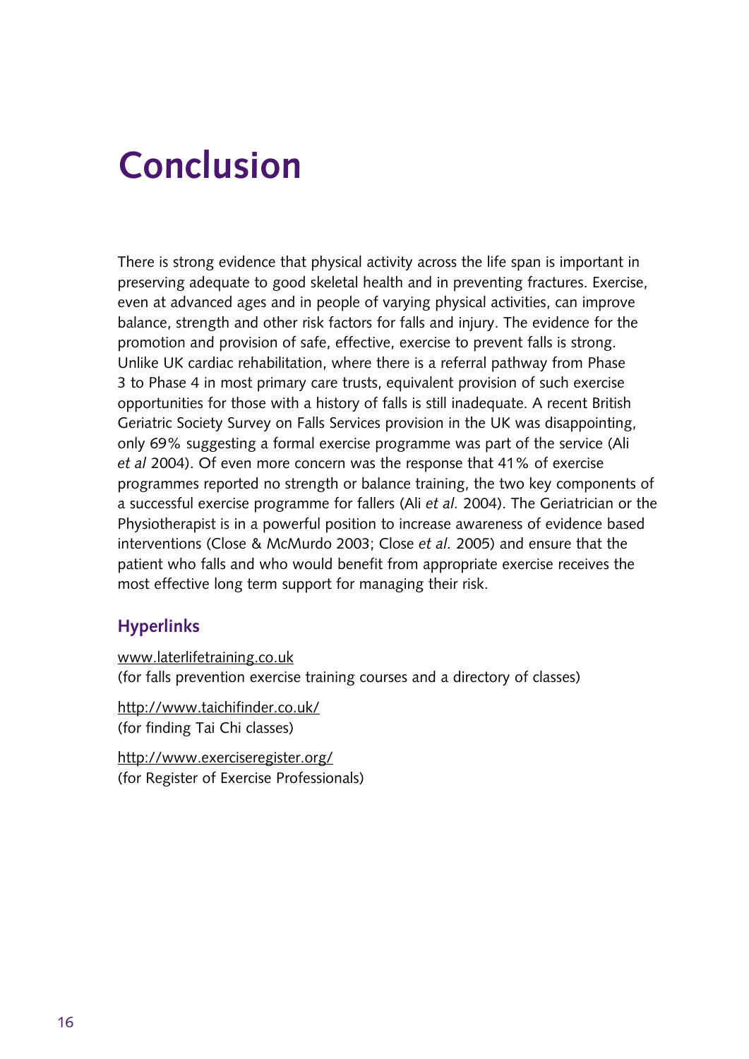# Conclusion

There is strong evidence that physical activity across the life span is important in preserving adequate to good skeletal health and in preventing fractures. Exercise, even at advanced ages and in people of varying physical activities, can improve balance, strength and other risk factors for falls and injury. The evidence for the promotion and provision of safe, effective, exercise to prevent falls is strong. Unlike UK cardiac rehabilitation, where there is a referral pathway from Phase 3 to Phase 4 in most primary care trusts, equivalent provision of such exercise opportunities for those with a history of falls is still inadequate. A recent British Geriatric Society Survey on Falls Services provision in the UK was disappointing, only 69% suggesting a formal exercise programme was part of the service (Ali *et al* 2004). Of even more concern was the response that 41% of exercise programmes reported no strength or balance training, the two key components of a successful exercise programme for fallers (Ali *et al.* 2004). The Geriatrician or the Physiotherapist is in a powerful position to increase awareness of evidence based interventions (Close & McMurdo 2003; Close *et al.* 2005) and ensure that the patient who falls and who would benefit from appropriate exercise receives the most effective long term support for managing their risk.

## Hyperlinks

www.laterlifetraining.co.uk
(for falls prevention exercise training courses and a directory of classes)

http://www.taichifinder.co.uk/
(for finding Tai Chi classes)

http://www.exerciseregister.org/
(for Register of Exercise Professionals)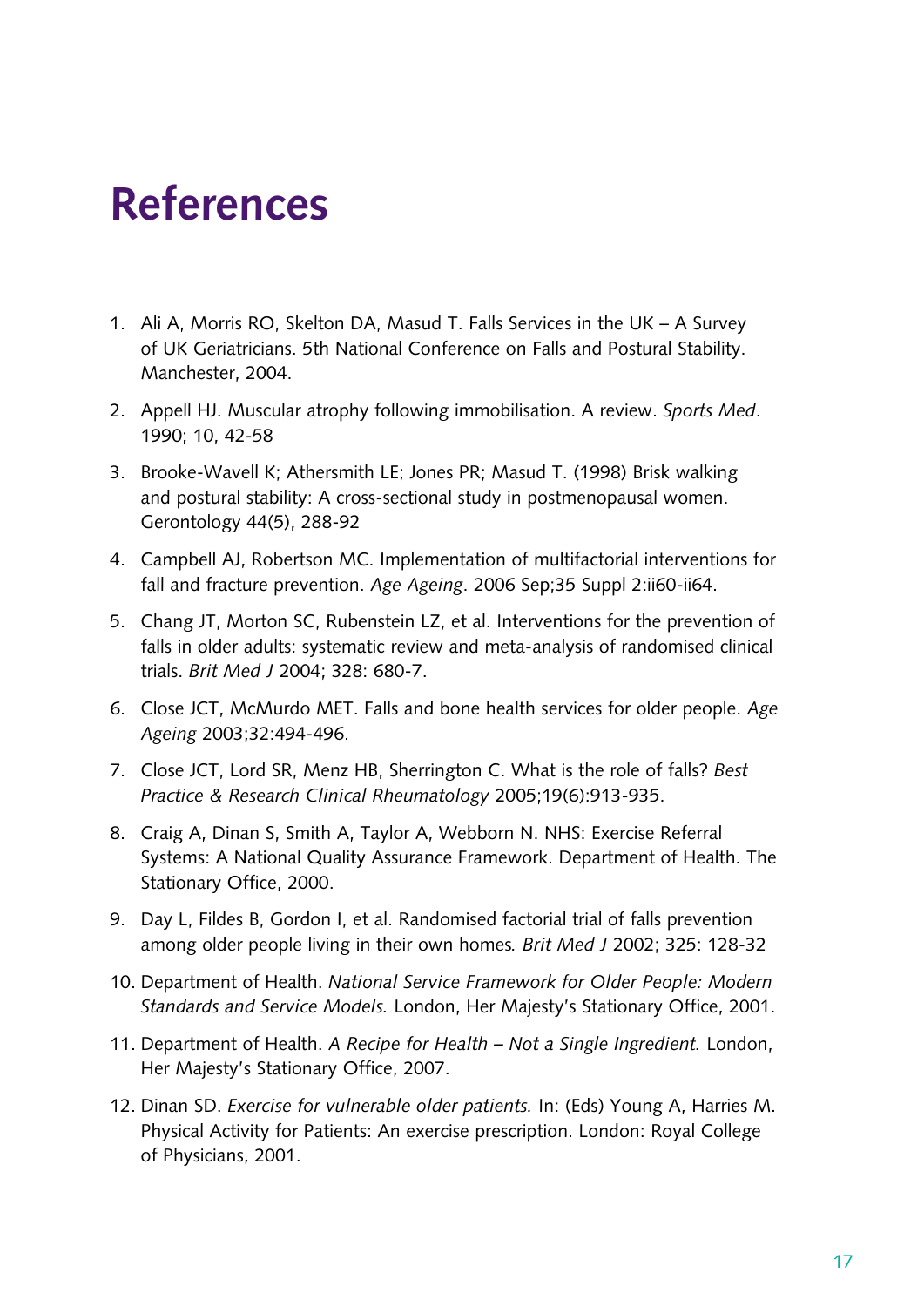# References

1. Ali A, Morris RO, Skelton DA, Masud T. Falls Services in the UK – A Survey of UK Geriatricians. 5th National Conference on Falls and Postural Stability. Manchester, 2004.
2. Appell HJ. Muscular atrophy following immobilisation. A review. *Sports Med*. 1990; 10, 42-58
3. Brooke-Wavell K; Athersmith LE; Jones PR; Masud T. (1998) Brisk walking and postural stability: A cross-sectional study in postmenopausal women. Gerontology 44(5), 288-92
4. Campbell AJ, Robertson MC. Implementation of multifactorial interventions for fall and fracture prevention. *Age Ageing*. 2006 Sep;35 Suppl 2:ii60-ii64.
5. Chang JT, Morton SC, Rubenstein LZ, et al. Interventions for the prevention of falls in older adults: systematic review and meta-analysis of randomised clinical trials. *Brit Med J* 2004; 328: 680-7.
6. Close JCT, McMurdo MET. Falls and bone health services for older people. *Age Ageing* 2003;32:494-496.
7. Close JCT, Lord SR, Menz HB, Sherrington C. What is the role of falls? *Best Practice & Research Clinical Rheumatology* 2005;19(6):913-935.
8. Craig A, Dinan S, Smith A, Taylor A, Webborn N. NHS: Exercise Referral Systems: A National Quality Assurance Framework. Department of Health. The Stationary Office, 2000.
9. Day L, Fildes B, Gordon I, et al. Randomised factorial trial of falls prevention among older people living in their own homes*. Brit Med J* 2002; 325: 128-32
10. Department of Health. *National Service Framework for Older People: Modern Standards and Service Models.* London, Her Majesty's Stationary Office, 2001.
11. Department of Health. *A Recipe for Health – Not a Single Ingredient.* London, Her Majesty's Stationary Office, 2007.
12. Dinan SD. *Exercise for vulnerable older patients.* In: (Eds) Young A, Harries M. Physical Activity for Patients: An exercise prescription. London: Royal College of Physicians, 2001.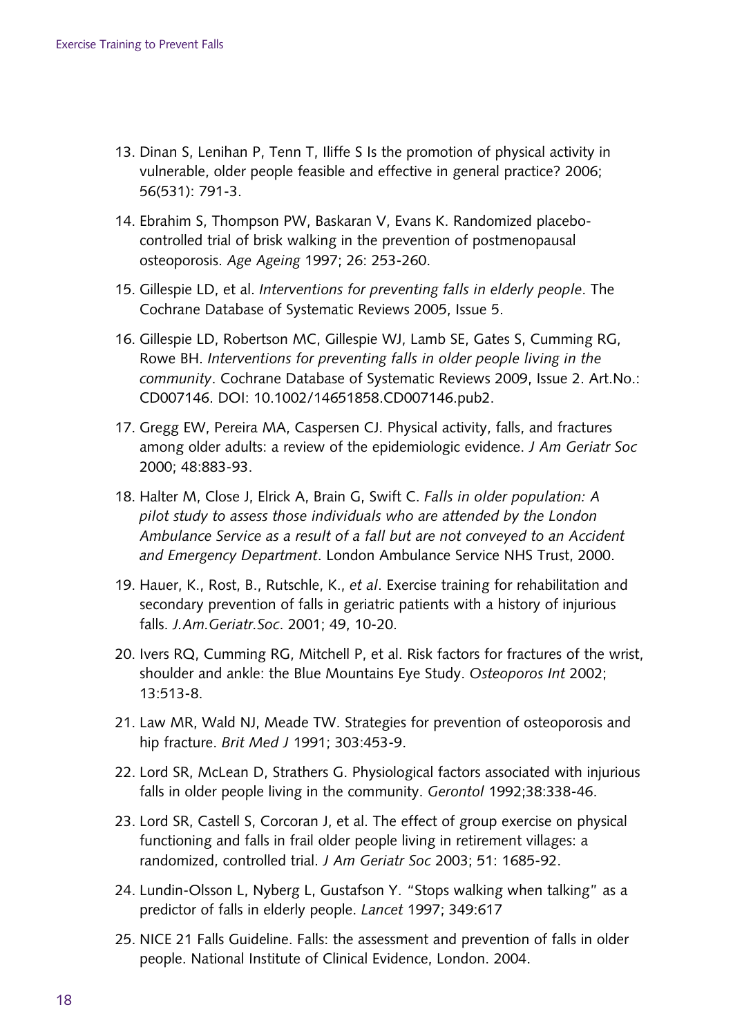13. Dinan S, Lenihan P, Tenn T, Iliffe S Is the promotion of physical activity in vulnerable, older people feasible and effective in general practice? 2006; 56(531): 791-3.

14. Ebrahim S, Thompson PW, Baskaran V, Evans K. Randomized placebo-controlled trial of brisk walking in the prevention of postmenopausal osteoporosis. *Age Ageing* 1997; 26: 253-260.

15. Gillespie LD, et al. *Interventions for preventing falls in elderly people*. The Cochrane Database of Systematic Reviews 2005, Issue 5.

16. Gillespie LD, Robertson MC, Gillespie WJ, Lamb SE, Gates S, Cumming RG, Rowe BH. *Interventions for preventing falls in older people living in the community*. Cochrane Database of Systematic Reviews 2009, Issue 2. Art.No.: CD007146. DOI: 10.1002/14651858.CD007146.pub2.

17. Gregg EW, Pereira MA, Caspersen CJ. Physical activity, falls, and fractures among older adults: a review of the epidemiologic evidence. *J Am Geriatr Soc* 2000; 48:883-93.

18. Halter M, Close J, Elrick A, Brain G, Swift C. *Falls in older population: A pilot study to assess those individuals who are attended by the London Ambulance Service as a result of a fall but are not conveyed to an Accident and Emergency Department*. London Ambulance Service NHS Trust, 2000.

19. Hauer, K., Rost, B., Rutschle, K., *et al*. Exercise training for rehabilitation and secondary prevention of falls in geriatric patients with a history of injurious falls. *J.Am.Geriatr.Soc*. 2001; 49, 10-20.

20. Ivers RQ, Cumming RG, Mitchell P, et al. Risk factors for fractures of the wrist, shoulder and ankle: the Blue Mountains Eye Study. *Osteoporos Int* 2002; 13:513-8.

21. Law MR, Wald NJ, Meade TW. Strategies for prevention of osteoporosis and hip fracture. *Brit Med J* 1991; 303:453-9.

22. Lord SR, McLean D, Strathers G. Physiological factors associated with injurious falls in older people living in the community. *Gerontol* 1992;38:338-46.

23. Lord SR, Castell S, Corcoran J, et al. The effect of group exercise on physical functioning and falls in frail older people living in retirement villages: a randomized, controlled trial. *J Am Geriatr Soc* 2003; 51: 1685-92.

24. Lundin-Olsson L, Nyberg L, Gustafson Y. "Stops walking when talking" as a predictor of falls in elderly people. *Lancet* 1997; 349:617

25. NICE 21 Falls Guideline. Falls: the assessment and prevention of falls in older people. National Institute of Clinical Evidence, London. 2004.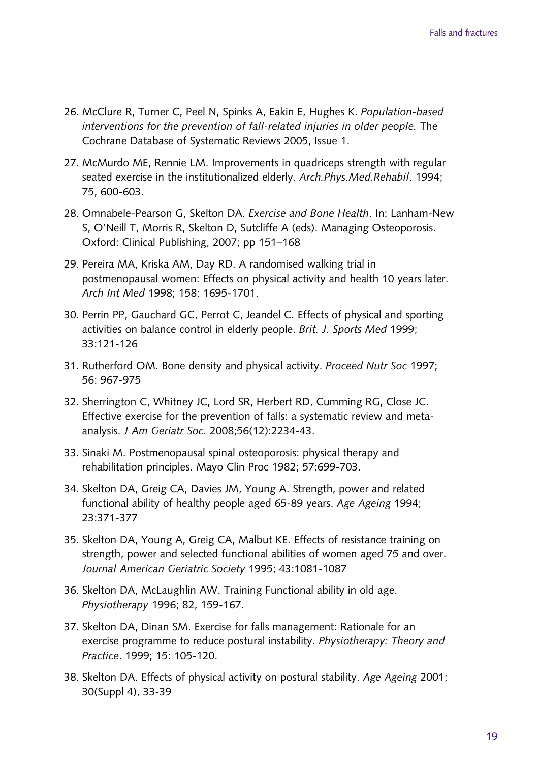26. McClure R, Turner C, Peel N, Spinks A, Eakin E, Hughes K. *Population-based interventions for the prevention of fall-related injuries in older people.* The Cochrane Database of Systematic Reviews 2005, Issue 1.

27. McMurdo ME, Rennie LM. Improvements in quadriceps strength with regular seated exercise in the institutionalized elderly. *Arch.Phys.Med.Rehabil*. 1994; 75, 600-603.

28. Omnabele-Pearson G, Skelton DA. *Exercise and Bone Health*. In: Lanham-New S, O'Neill T, Morris R, Skelton D, Sutcliffe A (eds). Managing Osteoporosis. Oxford: Clinical Publishing, 2007; pp 151–168

29. Pereira MA, Kriska AM, Day RD. A randomised walking trial in postmenopausal women: Effects on physical activity and health 10 years later. *Arch Int Med* 1998; 158: 1695-1701.

30. Perrin PP, Gauchard GC, Perrot C, Jeandel C. Effects of physical and sporting activities on balance control in elderly people. *Brit. J. Sports Med* 1999; 33:121-126

31. Rutherford OM. Bone density and physical activity. *Proceed Nutr Soc* 1997; 56: 967-975

32. Sherrington C, Whitney JC, Lord SR, Herbert RD, Cumming RG, Close JC. Effective exercise for the prevention of falls: a systematic review and meta-analysis. *J Am Geriatr Soc*. 2008;56(12):2234-43.

33. Sinaki M. Postmenopausal spinal osteoporosis: physical therapy and rehabilitation principles. Mayo Clin Proc 1982; 57:699-703.

34. Skelton DA, Greig CA, Davies JM, Young A. Strength, power and related functional ability of healthy people aged 65-89 years. *Age Ageing* 1994; 23:371-377

35. Skelton DA, Young A, Greig CA, Malbut KE. Effects of resistance training on strength, power and selected functional abilities of women aged 75 and over. *Journal American Geriatric Society* 1995; 43:1081-1087

36. Skelton DA, McLaughlin AW. Training Functional ability in old age. *Physiotherapy* 1996; 82, 159-167.

37. Skelton DA, Dinan SM. Exercise for falls management: Rationale for an exercise programme to reduce postural instability. *Physiotherapy: Theory and Practice*. 1999; 15: 105-120.

38. Skelton DA. Effects of physical activity on postural stability. *Age Ageing* 2001; 30(Suppl 4), 33-39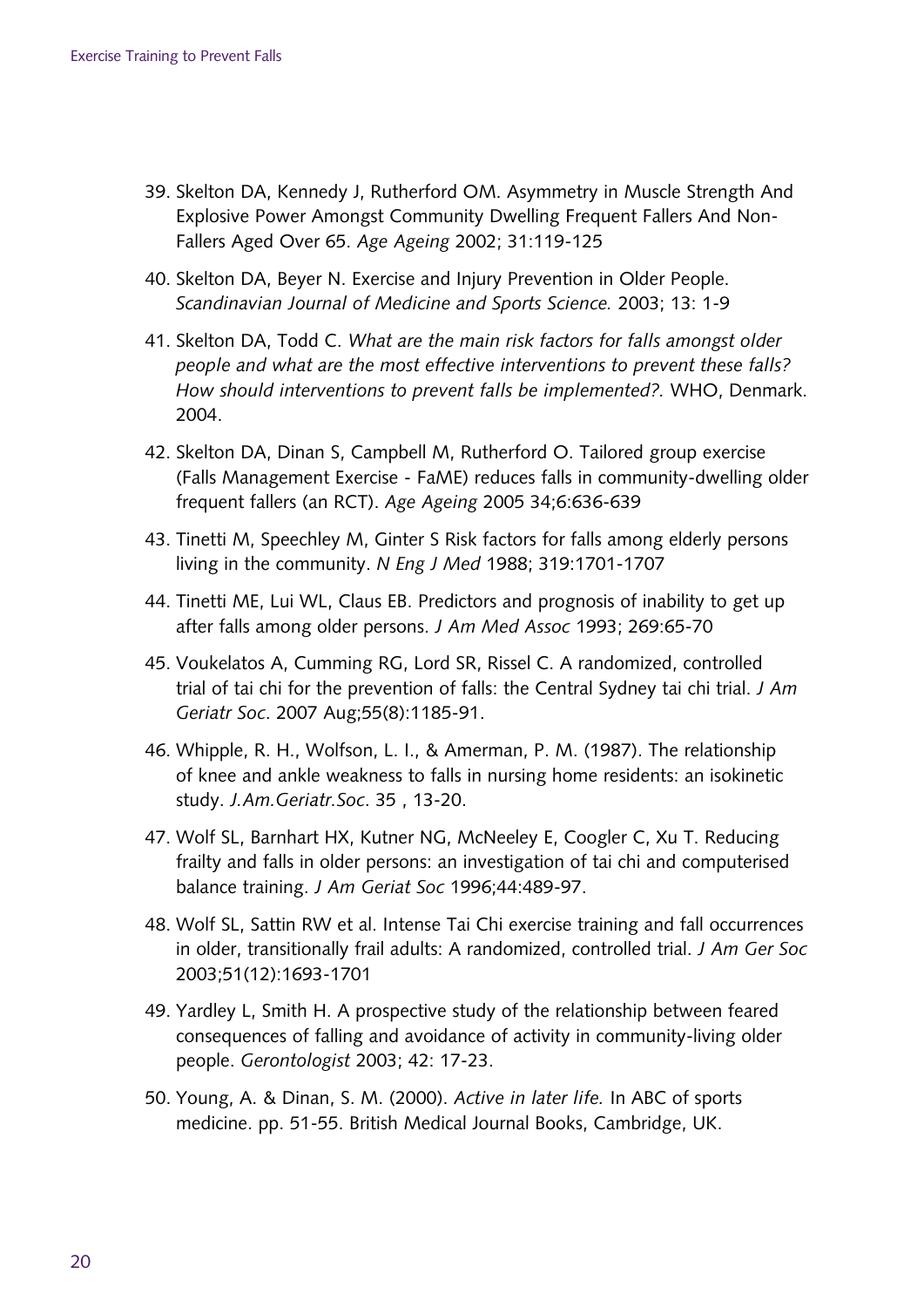39. Skelton DA, Kennedy J, Rutherford OM. Asymmetry in Muscle Strength And Explosive Power Amongst Community Dwelling Frequent Fallers And Non-Fallers Aged Over 65. *Age Ageing* 2002; 31:119-125

40. Skelton DA, Beyer N. Exercise and Injury Prevention in Older People. *Scandinavian Journal of Medicine and Sports Science*. 2003; 13: 1-9

41. Skelton DA, Todd C. *What are the main risk factors for falls amongst older people and what are the most effective interventions to prevent these falls? How should interventions to prevent falls be implemented?.* WHO, Denmark. 2004.

42. Skelton DA, Dinan S, Campbell M, Rutherford O. Tailored group exercise (Falls Management Exercise - FaME) reduces falls in community-dwelling older frequent fallers (an RCT). *Age Ageing* 2005 34;6:636-639

43. Tinetti M, Speechley M, Ginter S Risk factors for falls among elderly persons living in the community. *N Eng J Med* 1988; 319:1701-1707

44. Tinetti ME, Lui WL, Claus EB. Predictors and prognosis of inability to get up after falls among older persons. *J Am Med Assoc* 1993; 269:65-70

45. Voukelatos A, Cumming RG, Lord SR, Rissel C. A randomized, controlled trial of tai chi for the prevention of falls: the Central Sydney tai chi trial. *J Am Geriatr Soc*. 2007 Aug;55(8):1185-91.

46. Whipple, R. H., Wolfson, L. I., & Amerman, P. M. (1987). The relationship of knee and ankle weakness to falls in nursing home residents: an isokinetic study. *J.Am.Geriatr.Soc*. 35 , 13-20.

47. Wolf SL, Barnhart HX, Kutner NG, McNeeley E, Coogler C, Xu T. Reducing frailty and falls in older persons: an investigation of tai chi and computerised balance training. *J Am Geriat Soc* 1996;44:489-97.

48. Wolf SL, Sattin RW et al. Intense Tai Chi exercise training and fall occurrences in older, transitionally frail adults: A randomized, controlled trial. *J Am Ger Soc* 2003;51(12):1693-1701

49. Yardley L, Smith H. A prospective study of the relationship between feared consequences of falling and avoidance of activity in community-living older people. *Gerontologist* 2003; 42: 17-23.

50. Young, A. & Dinan, S. M. (2000). *Active in later life.* In ABC of sports medicine. pp. 51-55. British Medical Journal Books, Cambridge, UK.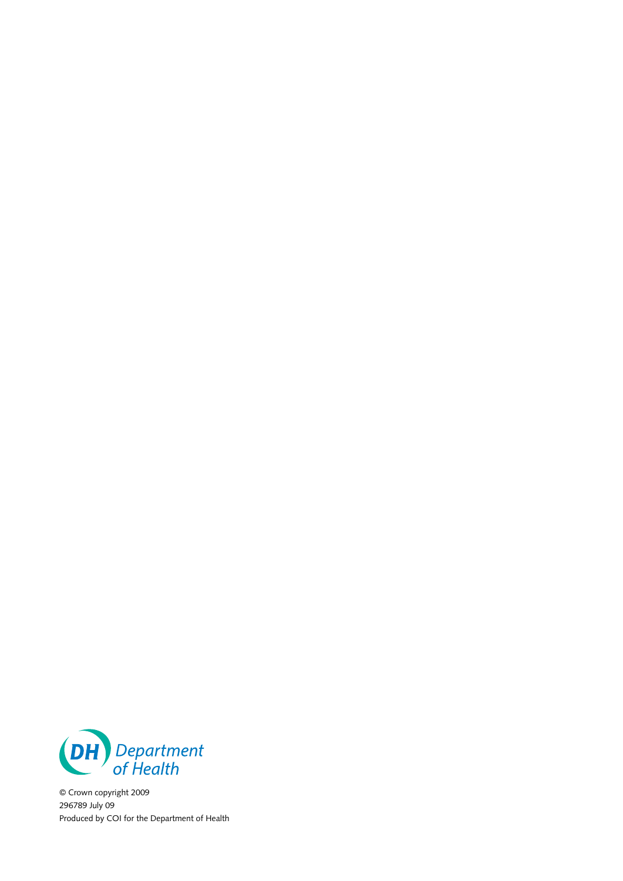DH Department of Health

© Crown copyright 2009
296789 July 09
Produced by COI for the Department of Health